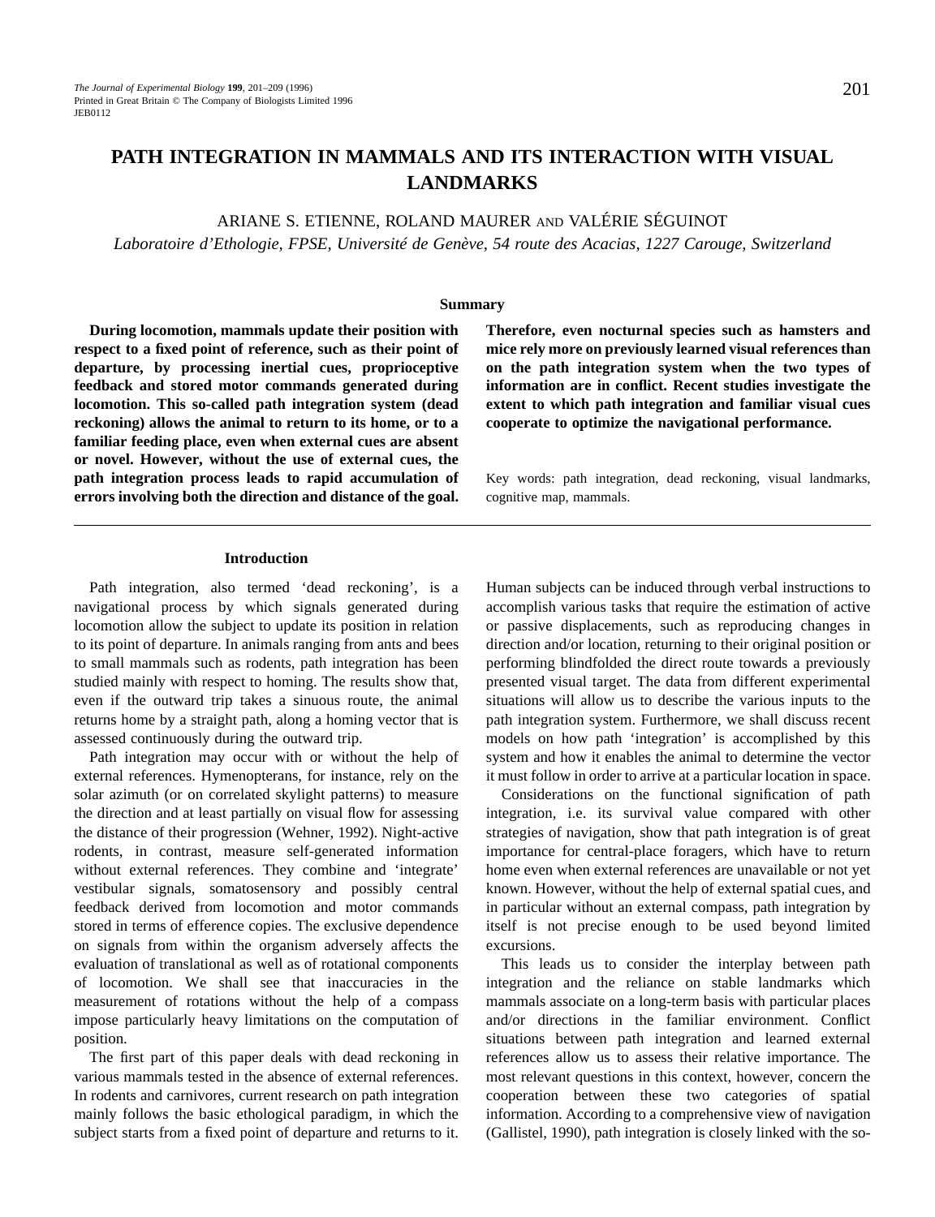# PATH INTEGRATION IN MAMMALS AND ITS INTERACTION WITH VISUAL LANDMARKS

ARIANE S. ETIENNE, ROLAND MAURER AND VALÉRIE SÉGUINOT

*Laboratoire d'Ethologie, FPSE, Université de Genève, 54 route des Acacias, 1227 Carouge, Switzerland*

## Summary

**During locomotion, mammals update their position with respect to a fixed point of reference, such as their point of departure, by processing inertial cues, proprioceptive feedback and stored motor commands generated during locomotion. This so-called path integration system (dead reckoning) allows the animal to return to its home, or to a familiar feeding place, even when external cues are absent or novel. However, without the use of external cues, the path integration process leads to rapid accumulation of errors involving both the direction and distance of the goal. Therefore, even nocturnal species such as hamsters and mice rely more on previously learned visual references than on the path integration system when the two types of information are in conflict. Recent studies investigate the extent to which path integration and familiar visual cues cooperate to optimize the navigational performance.**

Key words: path integration, dead reckoning, visual landmarks, cognitive map, mammals.

## Introduction

Path integration, also termed 'dead reckoning', is a navigational process by which signals generated during locomotion allow the subject to update its position in relation to its point of departure. In animals ranging from ants and bees to small mammals such as rodents, path integration has been studied mainly with respect to homing. The results show that, even if the outward trip takes a sinuous route, the animal returns home by a straight path, along a homing vector that is assessed continuously during the outward trip.

Path integration may occur with or without the help of external references. Hymenopterans, for instance, rely on the solar azimuth (or on correlated skylight patterns) to measure the direction and at least partially on visual flow for assessing the distance of their progression (Wehner, 1992). Night-active rodents, in contrast, measure self-generated information without external references. They combine and 'integrate' vestibular signals, somatosensory and possibly central feedback derived from locomotion and motor commands stored in terms of efference copies. The exclusive dependence on signals from within the organism adversely affects the evaluation of translational as well as of rotational components of locomotion. We shall see that inaccuracies in the measurement of rotations without the help of a compass impose particularly heavy limitations on the computation of position.

The first part of this paper deals with dead reckoning in various mammals tested in the absence of external references. In rodents and carnivores, current research on path integration mainly follows the basic ethological paradigm, in which the subject starts from a fixed point of departure and returns to it. Human subjects can be induced through verbal instructions to accomplish various tasks that require the estimation of active or passive displacements, such as reproducing changes in direction and/or location, returning to their original position or performing blindfolded the direct route towards a previously presented visual target. The data from different experimental situations will allow us to describe the various inputs to the path integration system. Furthermore, we shall discuss recent models on how path 'integration' is accomplished by this system and how it enables the animal to determine the vector it must follow in order to arrive at a particular location in space.

Considerations on the functional signification of path integration, i.e. its survival value compared with other strategies of navigation, show that path integration is of great importance for central-place foragers, which have to return home even when external references are unavailable or not yet known. However, without the help of external spatial cues, and in particular without an external compass, path integration by itself is not precise enough to be used beyond limited excursions.

This leads us to consider the interplay between path integration and the reliance on stable landmarks which mammals associate on a long-term basis with particular places and/or directions in the familiar environment. Conflict situations between path integration and learned external references allow us to assess their relative importance. The most relevant questions in this context, however, concern the cooperation between these two categories of spatial information. According to a comprehensive view of navigation (Gallistel, 1990), path integration is closely linked with the so-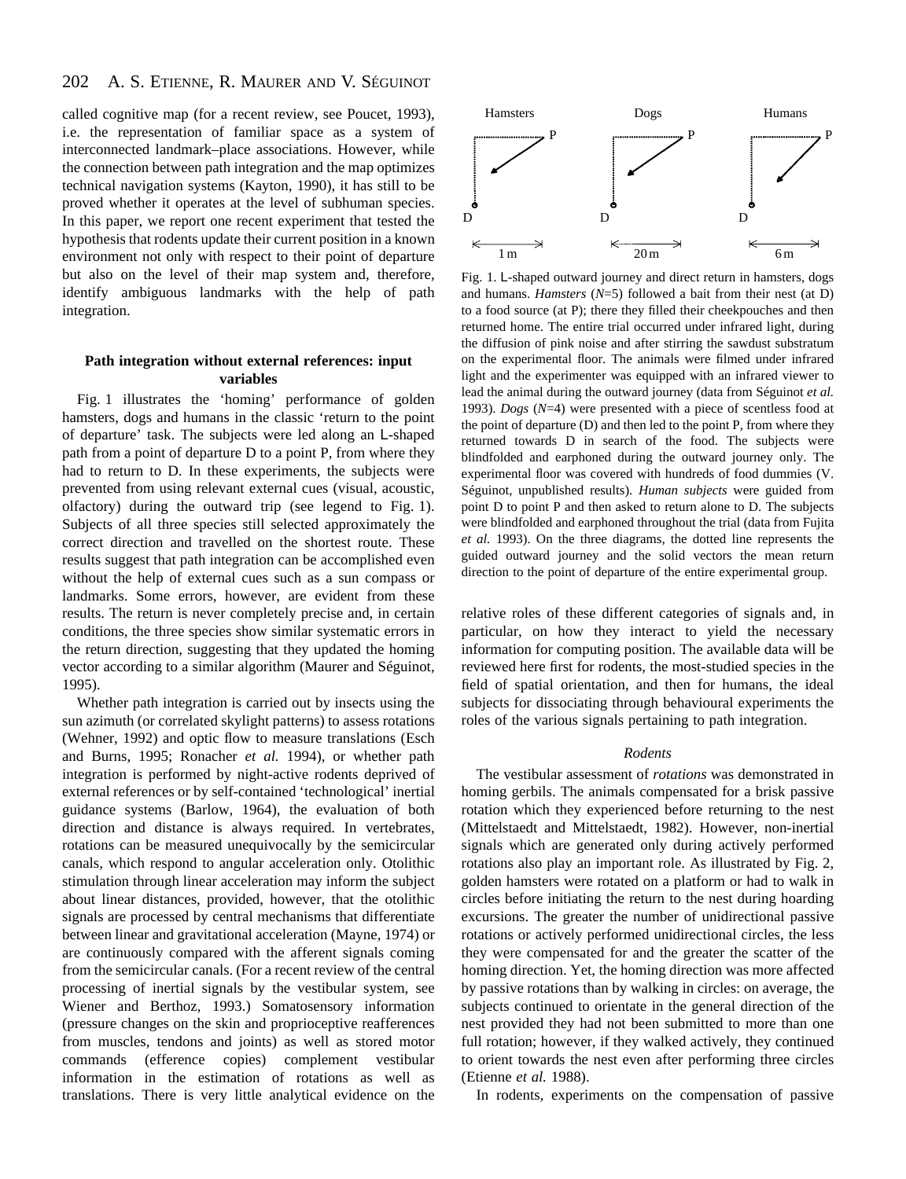called cognitive map (for a recent review, see Poucet, 1993), i.e. the representation of familiar space as a system of interconnected landmark–place associations. However, while the connection between path integration and the map optimizes technical navigation systems (Kayton, 1990), it has still to be proved whether it operates at the level of subhuman species. In this paper, we report one recent experiment that tested the hypothesis that rodents update their current position in a known environment not only with respect to their point of departure but also on the level of their map system and, therefore, identify ambiguous landmarks with the help of path integration.

### Path integration without external references: input variables

Fig. 1 illustrates the 'homing' performance of golden hamsters, dogs and humans in the classic 'return to the point of departure' task. The subjects were led along an L-shaped path from a point of departure D to a point P, from where they had to return to D. In these experiments, the subjects were prevented from using relevant external cues (visual, acoustic, olfactory) during the outward trip (see legend to Fig. 1). Subjects of all three species still selected approximately the correct direction and travelled on the shortest route. These results suggest that path integration can be accomplished even without the help of external cues such as a sun compass or landmarks. Some errors, however, are evident from these results. The return is never completely precise and, in certain conditions, the three species show similar systematic errors in the return direction, suggesting that they updated the homing vector according to a similar algorithm (Maurer and Séguinot, 1995).

Fig. 1. L-shaped outward journey and direct return in hamsters, dogs and humans. *Hamsters* ($N$=5) followed a bait from their nest (at D) to a food source (at P); there they filled their cheekpouches and then returned home. The entire trial occurred under infrared light, during the diffusion of pink noise and after stirring the sawdust substratum on the experimental floor. The animals were filmed under infrared light and the experimenter was equipped with an infrared viewer to lead the animal during the outward journey (data from Séguinot *et al.* 1993). *Dogs* ($N$=4) were presented with a piece of scentless food at the point of departure (D) and then led to the point P, from where they returned towards D in search of the food. The subjects were blindfolded and earphoned during the outward journey only. The experimental floor was covered with hundreds of food dummies (V. Séguinot, unpublished results). *Human subjects* were guided from point D to point P and then asked to return alone to D. The subjects were blindfolded and earphoned throughout the trial (data from Fujita *et al.* 1993). On the three diagrams, the dotted line represents the guided outward journey and the solid vectors the mean return direction to the point of departure of the entire experimental group.

Whether path integration is carried out by insects using the sun azimuth (or correlated skylight patterns) to assess rotations (Wehner, 1992) and optic flow to measure translations (Esch and Burns, 1995; Ronacher *et al.* 1994), or whether path integration is performed by night-active rodents deprived of external references or by self-contained 'technological' inertial guidance systems (Barlow, 1964), the evaluation of both direction and distance is always required. In vertebrates, rotations can be measured unequivocally by the semicircular canals, which respond to angular acceleration only. Otolithic stimulation through linear acceleration may inform the subject about linear distances, provided, however, that the otolithic signals are processed by central mechanisms that differentiate between linear and gravitational acceleration (Mayne, 1974) or are continuously compared with the afferent signals coming from the semicircular canals. (For a recent review of the central processing of inertial signals by the vestibular system, see Wiener and Berthoz, 1993.) Somatosensory information (pressure changes on the skin and proprioceptive reafferences from muscles, tendons and joints) as well as stored motor commands (efference copies) complement vestibular information in the estimation of rotations as well as translations. There is very little analytical evidence on the relative roles of these different categories of signals and, in particular, on how they interact to yield the necessary information for computing position. The available data will be reviewed here first for rodents, the most-studied species in the field of spatial orientation, and then for humans, the ideal subjects for dissociating through behavioural experiments the roles of the various signals pertaining to path integration.

#### *Rodents*

The vestibular assessment of *rotations* was demonstrated in homing gerbils. The animals compensated for a brisk passive rotation which they experienced before returning to the nest (Mittelstaedt and Mittelstaedt, 1982). However, non-inertial signals which are generated only during actively performed rotations also play an important role. As illustrated by Fig. 2, golden hamsters were rotated on a platform or had to walk in circles before initiating the return to the nest during hoarding excursions. The greater the number of unidirectional passive rotations or actively performed unidirectional circles, the less they were compensated for and the greater the scatter of the homing direction. Yet, the homing direction was more affected by passive rotations than by walking in circles: on average, the subjects continued to orientate in the general direction of the nest provided they had not been submitted to more than one full rotation; however, if they walked actively, they continued to orient towards the nest even after performing three circles (Etienne *et al.* 1988).

In rodents, experiments on the compensation of passive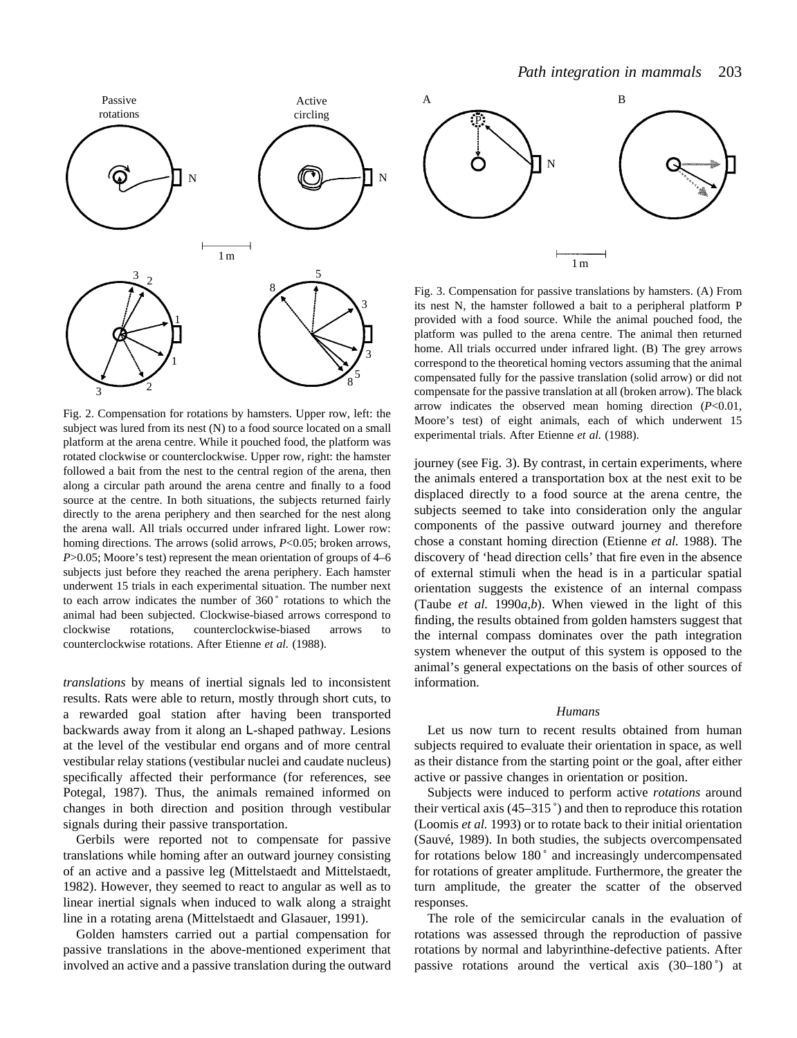Fig. 2. Compensation for rotations by hamsters. Upper row, left: the subject was lured from its nest (N) to a food source located on a small platform at the arena centre. While it pouched food, the platform was rotated clockwise or counterclockwise. Upper row, right: the hamster followed a bait from the nest to the central region of the arena, then along a circular path around the arena centre and finally to a food source at the centre. In both situations, the subjects returned fairly directly to the arena periphery and then searched for the nest along the arena wall. All trials occurred under infrared light. Lower row: homing directions. The arrows (solid arrows, $P$<0.05; broken arrows, $P$>0.05; Moore's test) represent the mean orientation of groups of 4–6 subjects just before they reached the arena periphery. Each hamster underwent 15 trials in each experimental situation. The number next to each arrow indicates the number of 360° rotations to which the animal had been subjected. Clockwise-biased arrows correspond to clockwise rotations, counterclockwise-biased arrows to counterclockwise rotations. After Etienne *et al.* (1988).

*translations* by means of inertial signals led to inconsistent results. Rats were able to return, mostly through short cuts, to a rewarded goal station after having been transported backwards away from it along an L-shaped pathway. Lesions at the level of the vestibular end organs and of more central vestibular relay stations (vestibular nuclei and caudate nucleus) specifically affected their performance (for references, see Potegal, 1987). Thus, the animals remained informed on changes in both direction and position through vestibular signals during their passive transportation.

Gerbils were reported not to compensate for passive translations while homing after an outward journey consisting of an active and a passive leg (Mittelstaedt and Mittelstaedt, 1982). However, they seemed to react to angular as well as to linear inertial signals when induced to walk along a straight line in a rotating arena (Mittelstaedt and Glasauer, 1991).

Golden hamsters carried out a partial compensation for passive translations in the above-mentioned experiment that involved an active and a passive translation during the outward journey (see Fig. 3). By contrast, in certain experiments, where the animals entered a transportation box at the nest exit to be displaced directly to a food source at the arena centre, the subjects seemed to take into consideration only the angular components of the passive outward journey and therefore chose a constant homing direction (Etienne *et al.* 1988). The discovery of 'head direction cells' that fire even in the absence of external stimuli when the head is in a particular spatial orientation suggests the existence of an internal compass (Taube *et al.* 1990*a*,*b*). When viewed in the light of this finding, the results obtained from golden hamsters suggest that the internal compass dominates over the path integration system whenever the output of this system is opposed to the animal's general expectations on the basis of other sources of information.

Fig. 3. Compensation for passive translations by hamsters. (A) From its nest N, the hamster followed a bait to a peripheral platform P provided with a food source. While the animal pouched food, the platform was pulled to the arena centre. The animal then returned home. All trials occurred under infrared light. (B) The grey arrows correspond to the theoretical homing vectors assuming that the animal compensated fully for the passive translation (solid arrow) or did not compensate for the passive translation at all (broken arrow). The black arrow indicates the observed mean homing direction ($P$<0.01, Moore's test) of eight animals, each of which underwent 15 experimental trials. After Etienne *et al.* (1988).

### *Humans*

Let us now turn to recent results obtained from human subjects required to evaluate their orientation in space, as well as their distance from the starting point or the goal, after either active or passive changes in orientation or position.

Subjects were induced to perform active *rotations* around their vertical axis (45–315°) and then to reproduce this rotation (Loomis *et al.* 1993) or to rotate back to their initial orientation (Sauvé, 1989). In both studies, the subjects overcompensated for rotations below 180° and increasingly undercompensated for rotations of greater amplitude. Furthermore, the greater the turn amplitude, the greater the scatter of the observed responses.

The role of the semicircular canals in the evaluation of rotations was assessed through the reproduction of passive rotations by normal and labyrinthine-defective patients. After passive rotations around the vertical axis (30–180°) at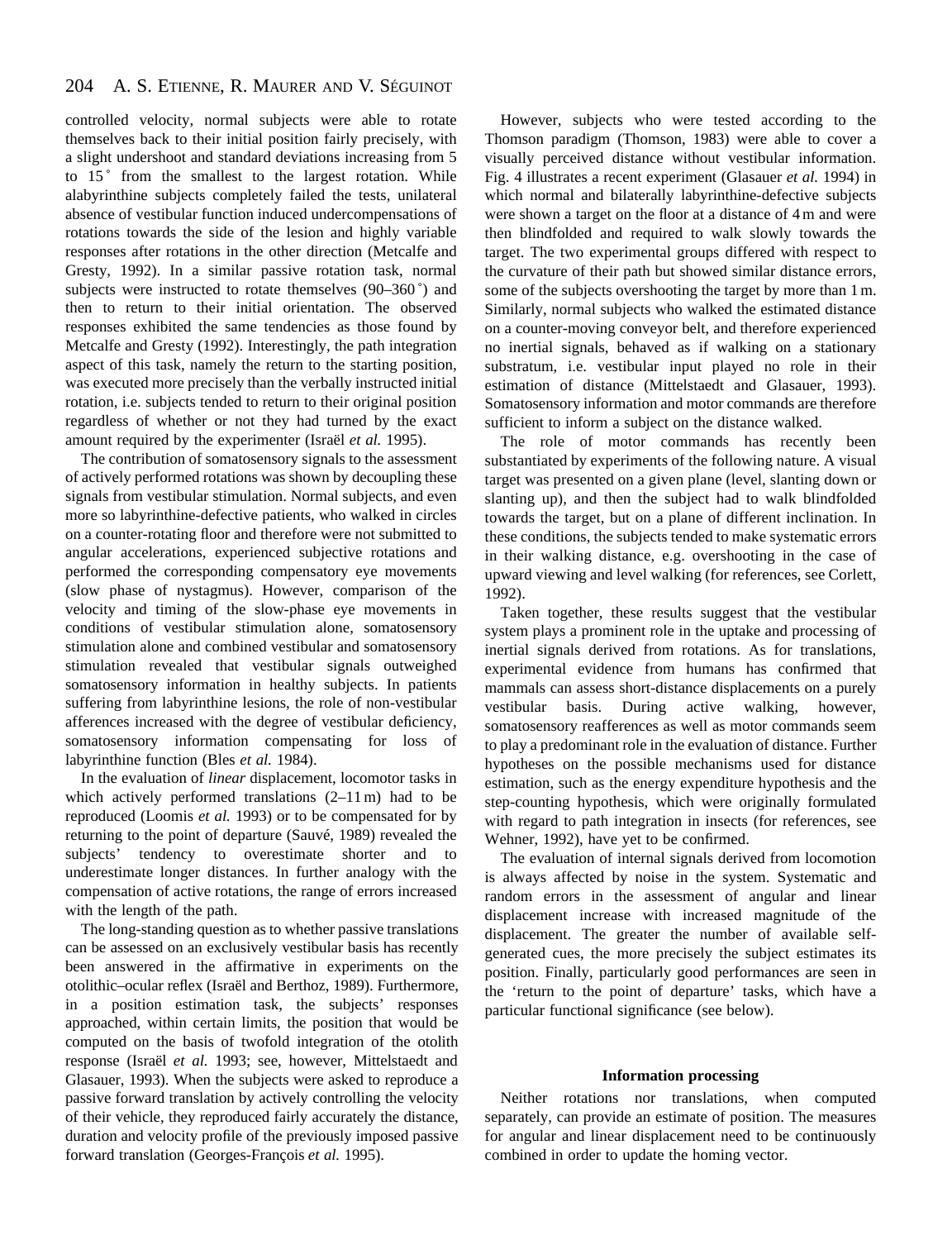controlled velocity, normal subjects were able to rotate themselves back to their initial position fairly precisely, with a slight undershoot and standard deviations increasing from 5 to 15˚ from the smallest to the largest rotation. While alabyrinthine subjects completely failed the tests, unilateral absence of vestibular function induced undercompensations of rotations towards the side of the lesion and highly variable responses after rotations in the other direction (Metcalfe and Gresty, 1992). In a similar passive rotation task, normal subjects were instructed to rotate themselves (90–360˚) and then to return to their initial orientation. The observed responses exhibited the same tendencies as those found by Metcalfe and Gresty (1992). Interestingly, the path integration aspect of this task, namely the return to the starting position, was executed more precisely than the verbally instructed initial rotation, i.e. subjects tended to return to their original position regardless of whether or not they had turned by the exact amount required by the experimenter (Israël *et al.* 1995).

The contribution of somatosensory signals to the assessment of actively performed rotations was shown by decoupling these signals from vestibular stimulation. Normal subjects, and even more so labyrinthine-defective patients, who walked in circles on a counter-rotating floor and therefore were not submitted to angular accelerations, experienced subjective rotations and performed the corresponding compensatory eye movements (slow phase of nystagmus). However, comparison of the velocity and timing of the slow-phase eye movements in conditions of vestibular stimulation alone, somatosensory stimulation alone and combined vestibular and somatosensory stimulation revealed that vestibular signals outweighed somatosensory information in healthy subjects. In patients suffering from labyrinthine lesions, the role of non-vestibular afferences increased with the degree of vestibular deficiency, somatosensory information compensating for loss of labyrinthine function (Bles *et al.* 1984).

In the evaluation of *linear* displacement, locomotor tasks in which actively performed translations (2–11 m) had to be reproduced (Loomis *et al.* 1993) or to be compensated for by returning to the point of departure (Sauvé, 1989) revealed the subjects' tendency to overestimate shorter and to underestimate longer distances. In further analogy with the compensation of active rotations, the range of errors increased with the length of the path.

The long-standing question as to whether passive translations can be assessed on an exclusively vestibular basis has recently been answered in the affirmative in experiments on the otolithic–ocular reflex (Israël and Berthoz, 1989). Furthermore, in a position estimation task, the subjects' responses approached, within certain limits, the position that would be computed on the basis of twofold integration of the otolith response (Israël *et al.* 1993; see, however, Mittelstaedt and Glasauer, 1993). When the subjects were asked to reproduce a passive forward translation by actively controlling the velocity of their vehicle, they reproduced fairly accurately the distance, duration and velocity profile of the previously imposed passive forward translation (Georges-François *et al.* 1995).

However, subjects who were tested according to the Thomson paradigm (Thomson, 1983) were able to cover a visually perceived distance without vestibular information. Fig. 4 illustrates a recent experiment (Glasauer *et al.* 1994) in which normal and bilaterally labyrinthine-defective subjects were shown a target on the floor at a distance of 4 m and were then blindfolded and required to walk slowly towards the target. The two experimental groups differed with respect to the curvature of their path but showed similar distance errors, some of the subjects overshooting the target by more than 1 m. Similarly, normal subjects who walked the estimated distance on a counter-moving conveyor belt, and therefore experienced no inertial signals, behaved as if walking on a stationary substratum, i.e. vestibular input played no role in their estimation of distance (Mittelstaedt and Glasauer, 1993). Somatosensory information and motor commands are therefore sufficient to inform a subject on the distance walked.

The role of motor commands has recently been substantiated by experiments of the following nature. A visual target was presented on a given plane (level, slanting down or slanting up), and then the subject had to walk blindfolded towards the target, but on a plane of different inclination. In these conditions, the subjects tended to make systematic errors in their walking distance, e.g. overshooting in the case of upward viewing and level walking (for references, see Corlett, 1992).

Taken together, these results suggest that the vestibular system plays a prominent role in the uptake and processing of inertial signals derived from rotations. As for translations, experimental evidence from humans has confirmed that mammals can assess short-distance displacements on a purely vestibular basis. During active walking, however, somatosensory reafferences as well as motor commands seem to play a predominant role in the evaluation of distance. Further hypotheses on the possible mechanisms used for distance estimation, such as the energy expenditure hypothesis and the step-counting hypothesis, which were originally formulated with regard to path integration in insects (for references, see Wehner, 1992), have yet to be confirmed.

The evaluation of internal signals derived from locomotion is always affected by noise in the system. Systematic and random errors in the assessment of angular and linear displacement increase with increased magnitude of the displacement. The greater the number of available self-generated cues, the more precisely the subject estimates its position. Finally, particularly good performances are seen in the 'return to the point of departure' tasks, which have a particular functional significance (see below).

## Information processing

Neither rotations nor translations, when computed separately, can provide an estimate of position. The measures for angular and linear displacement need to be continuously combined in order to update the homing vector.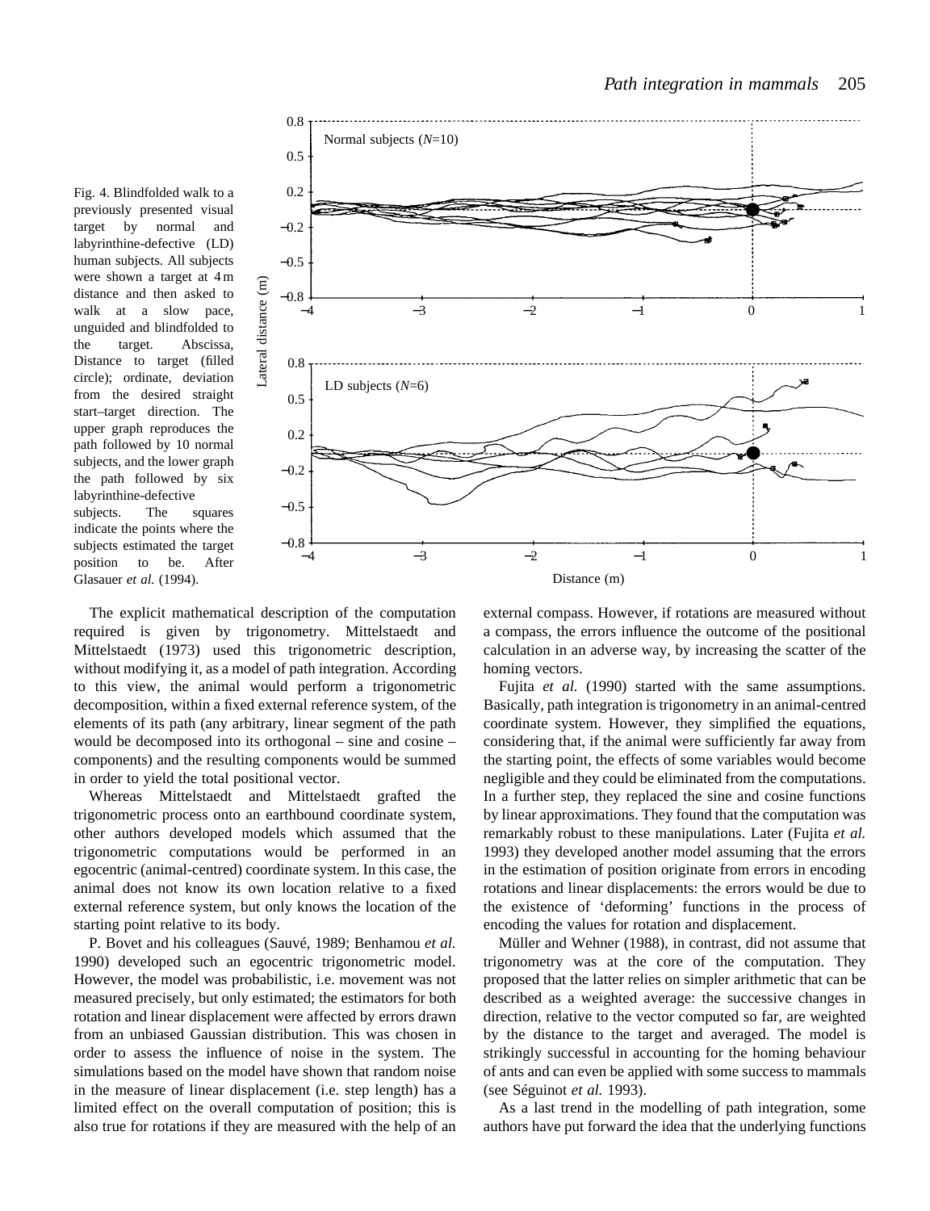Fig. 4. Blindfolded walk to a previously presented visual target by normal and labyrinthine-defective (LD) human subjects. All subjects were shown a target at 4 m distance and then asked to walk at a slow pace, unguided and blindfolded to the target. Abscissa, Distance to target (filled circle); ordinate, deviation from the desired straight start–target direction. The upper graph reproduces the path followed by 10 normal subjects, and the lower graph the path followed by six labyrinthine-defective subjects. The squares indicate the points where the subjects estimated the target position to be. After Glasauer *et al.* (1994).

The explicit mathematical description of the computation required is given by trigonometry. Mittelstaedt and Mittelstaedt (1973) used this trigonometric description, without modifying it, as a model of path integration. According to this view, the animal would perform a trigonometric decomposition, within a fixed external reference system, of the elements of its path (any arbitrary, linear segment of the path would be decomposed into its orthogonal – sine and cosine – components) and the resulting components would be summed in order to yield the total positional vector.

Whereas Mittelstaedt and Mittelstaedt grafted the trigonometric process onto an earthbound coordinate system, other authors developed models which assumed that the trigonometric computations would be performed in an egocentric (animal-centred) coordinate system. In this case, the animal does not know its own location relative to a fixed external reference system, but only knows the location of the starting point relative to its body.

P. Bovet and his colleagues (Sauvé, 1989; Benhamou *et al.* 1990) developed such an egocentric trigonometric model. However, the model was probabilistic, i.e. movement was not measured precisely, but only estimated; the estimators for both rotation and linear displacement were affected by errors drawn from an unbiased Gaussian distribution. This was chosen in order to assess the influence of noise in the system. The simulations based on the model have shown that random noise in the measure of linear displacement (i.e. step length) has a limited effect on the overall computation of position; this is also true for rotations if they are measured with the help of an external compass. However, if rotations are measured without a compass, the errors influence the outcome of the positional calculation in an adverse way, by increasing the scatter of the homing vectors.

Fujita *et al.* (1990) started with the same assumptions. Basically, path integration is trigonometry in an animal-centred coordinate system. However, they simplified the equations, considering that, if the animal were sufficiently far away from the starting point, the effects of some variables would become negligible and they could be eliminated from the computations. In a further step, they replaced the sine and cosine functions by linear approximations. They found that the computation was remarkably robust to these manipulations. Later (Fujita *et al.* 1993) they developed another model assuming that the errors in the estimation of position originate from errors in encoding rotations and linear displacements: the errors would be due to the existence of 'deforming' functions in the process of encoding the values for rotation and displacement.

Müller and Wehner (1988), in contrast, did not assume that trigonometry was at the core of the computation. They proposed that the latter relies on simpler arithmetic that can be described as a weighted average: the successive changes in direction, relative to the vector computed so far, are weighted by the distance to the target and averaged. The model is strikingly successful in accounting for the homing behaviour of ants and can even be applied with some success to mammals (see Séguinot *et al.* 1993).

As a last trend in the modelling of path integration, some authors have put forward the idea that the underlying functions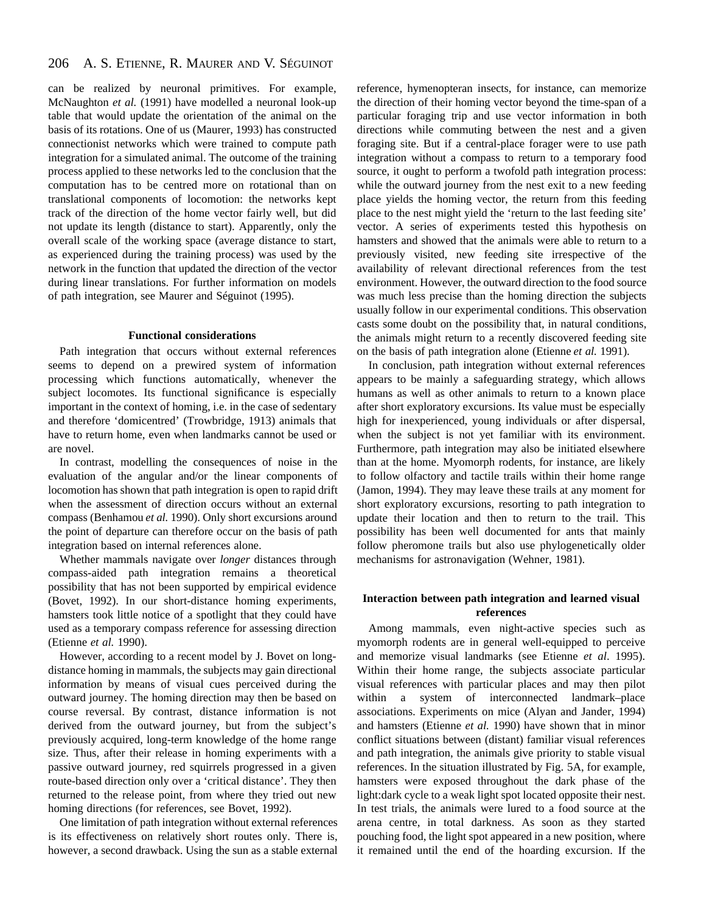can be realized by neuronal primitives. For example, McNaughton *et al.* (1991) have modelled a neuronal look-up table that would update the orientation of the animal on the basis of its rotations. One of us (Maurer, 1993) has constructed connectionist networks which were trained to compute path integration for a simulated animal. The outcome of the training process applied to these networks led to the conclusion that the computation has to be centred more on rotational than on translational components of locomotion: the networks kept track of the direction of the home vector fairly well, but did not update its length (distance to start). Apparently, only the overall scale of the working space (average distance to start, as experienced during the training process) was used by the network in the function that updated the direction of the vector during linear translations. For further information on models of path integration, see Maurer and Séguinot (1995).

### Functional considerations

Path integration that occurs without external references seems to depend on a prewired system of information processing which functions automatically, whenever the subject locomotes. Its functional significance is especially important in the context of homing, i.e. in the case of sedentary and therefore 'domicentred' (Trowbridge, 1913) animals that have to return home, even when landmarks cannot be used or are novel.

In contrast, modelling the consequences of noise in the evaluation of the angular and/or the linear components of locomotion has shown that path integration is open to rapid drift when the assessment of direction occurs without an external compass (Benhamou *et al.* 1990). Only short excursions around the point of departure can therefore occur on the basis of path integration based on internal references alone.

Whether mammals navigate over *longer* distances through compass-aided path integration remains a theoretical possibility that has not been supported by empirical evidence (Bovet, 1992). In our short-distance homing experiments, hamsters took little notice of a spotlight that they could have used as a temporary compass reference for assessing direction (Etienne *et al.* 1990).

However, according to a recent model by J. Bovet on long-distance homing in mammals, the subjects may gain directional information by means of visual cues perceived during the outward journey. The homing direction may then be based on course reversal. By contrast, distance information is not derived from the outward journey, but from the subject's previously acquired, long-term knowledge of the home range size. Thus, after their release in homing experiments with a passive outward journey, red squirrels progressed in a given route-based direction only over a 'critical distance'. They then returned to the release point, from where they tried out new homing directions (for references, see Bovet, 1992).

One limitation of path integration without external references is its effectiveness on relatively short routes only. There is, however, a second drawback. Using the sun as a stable external reference, hymenopteran insects, for instance, can memorize the direction of their homing vector beyond the time-span of a particular foraging trip and use vector information in both directions while commuting between the nest and a given foraging site. But if a central-place forager were to use path integration without a compass to return to a temporary food source, it ought to perform a twofold path integration process: while the outward journey from the nest exit to a new feeding place yields the homing vector, the return from this feeding place to the nest might yield the 'return to the last feeding site' vector. A series of experiments tested this hypothesis on hamsters and showed that the animals were able to return to a previously visited, new feeding site irrespective of the availability of relevant directional references from the test environment. However, the outward direction to the food source was much less precise than the homing direction the subjects usually follow in our experimental conditions. This observation casts some doubt on the possibility that, in natural conditions, the animals might return to a recently discovered feeding site on the basis of path integration alone (Etienne *et al.* 1991).

In conclusion, path integration without external references appears to be mainly a safeguarding strategy, which allows humans as well as other animals to return to a known place after short exploratory excursions. Its value must be especially high for inexperienced, young individuals or after dispersal, when the subject is not yet familiar with its environment. Furthermore, path integration may also be initiated elsewhere than at the home. Myomorph rodents, for instance, are likely to follow olfactory and tactile trails within their home range (Jamon, 1994). They may leave these trails at any moment for short exploratory excursions, resorting to path integration to update their location and then to return to the trail. This possibility has been well documented for ants that mainly follow pheromone trails but also use phylogenetically older mechanisms for astronavigation (Wehner, 1981).

### Interaction between path integration and learned visual references

Among mammals, even night-active species such as myomorph rodents are in general well-equipped to perceive and memorize visual landmarks (see Etienne *et al*. 1995). Within their home range, the subjects associate particular visual references with particular places and may then pilot within a system of interconnected landmark–place associations. Experiments on mice (Alyan and Jander, 1994) and hamsters (Etienne *et al.* 1990) have shown that in minor conflict situations between (distant) familiar visual references and path integration, the animals give priority to stable visual references. In the situation illustrated by Fig. 5A, for example, hamsters were exposed throughout the dark phase of the light:dark cycle to a weak light spot located opposite their nest. In test trials, the animals were lured to a food source at the arena centre, in total darkness. As soon as they started pouching food, the light spot appeared in a new position, where it remained until the end of the hoarding excursion. If the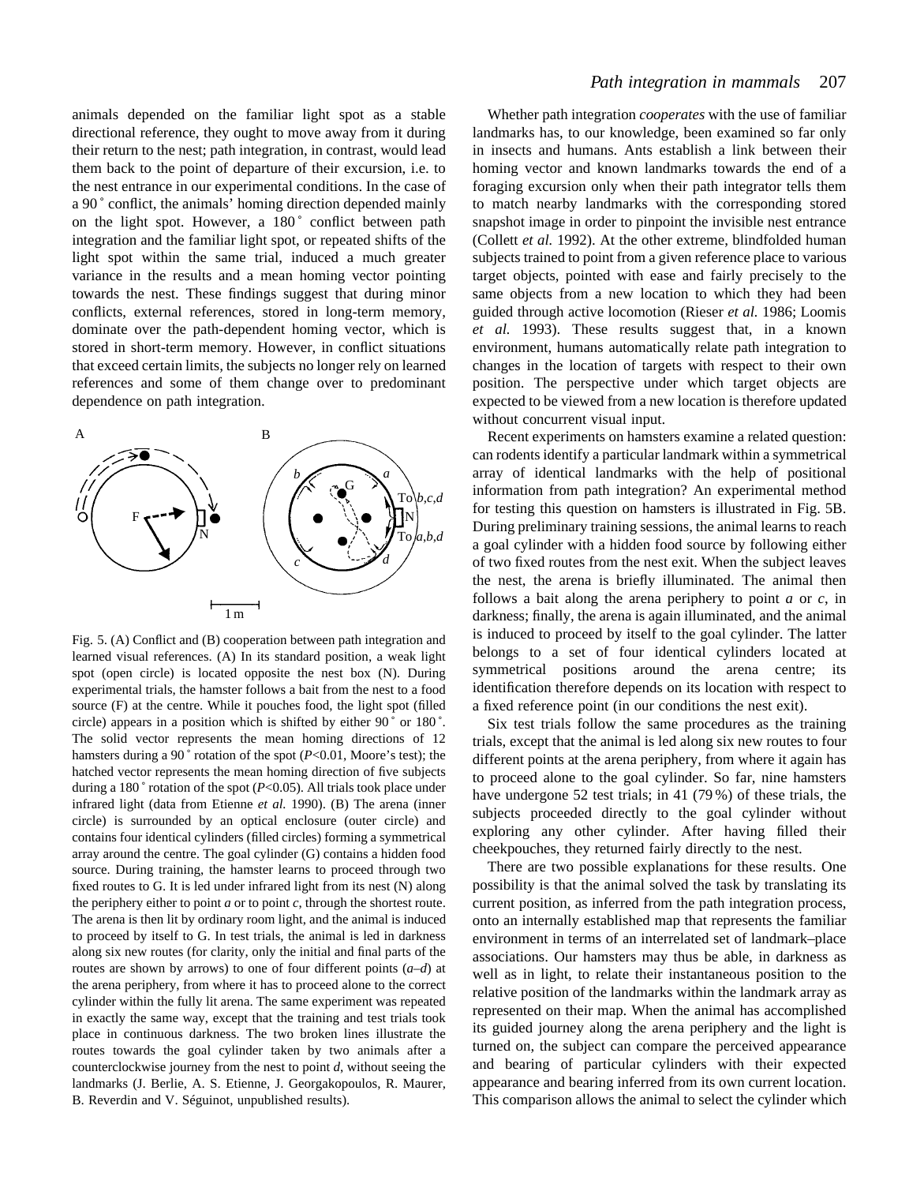animals depended on the familiar light spot as a stable directional reference, they ought to move away from it during their return to the nest; path integration, in contrast, would lead them back to the point of departure of their excursion, i.e. to the nest entrance in our experimental conditions. In the case of a 90° conflict, the animals' homing direction depended mainly on the light spot. However, a 180° conflict between path integration and the familiar light spot, or repeated shifts of the light spot within the same trial, induced a much greater variance in the results and a mean homing vector pointing towards the nest. These findings suggest that during minor conflicts, external references, stored in long-term memory, dominate over the path-dependent homing vector, which is stored in short-term memory. However, in conflict situations that exceed certain limits, the subjects no longer rely on learned references and some of them change over to predominant dependence on path integration.

Fig. 5. (A) Conflict and (B) cooperation between path integration and learned visual references. (A) In its standard position, a weak light spot (open circle) is located opposite the nest box (N). During experimental trials, the hamster follows a bait from the nest to a food source (F) at the centre. While it pouches food, the light spot (filled circle) appears in a position which is shifted by either 90° or 180°. The solid vector represents the mean homing directions of 12 hamsters during a 90° rotation of the spot ($P<0.01$, Moore's test); the hatched vector represents the mean homing direction of five subjects during a 180° rotation of the spot ($P<0.05$). All trials took place under infrared light (data from Etienne *et al.* 1990). (B) The arena (inner circle) is surrounded by an optical enclosure (outer circle) and contains four identical cylinders (filled circles) forming a symmetrical array around the centre. The goal cylinder (G) contains a hidden food source. During training, the hamster learns to proceed through two fixed routes to G. It is led under infrared light from its nest (N) along the periphery either to point *a* or to point *c*, through the shortest route. The arena is then lit by ordinary room light, and the animal is induced to proceed by itself to G. In test trials, the animal is led in darkness along six new routes (for clarity, only the initial and final parts of the routes are shown by arrows) to one of four different points (*a*–*d*) at the arena periphery, from where it has to proceed alone to the correct cylinder within the fully lit arena. The same experiment was repeated in exactly the same way, except that the training and test trials took place in continuous darkness. The two broken lines illustrate the routes towards the goal cylinder taken by two animals after a counterclockwise journey from the nest to point *d*, without seeing the landmarks (J. Berlie, A. S. Etienne, J. Georgakopoulos, R. Maurer, B. Reverdin and V. Séguinot, unpublished results).

Whether path integration *cooperates* with the use of familiar landmarks has, to our knowledge, been examined so far only in insects and humans. Ants establish a link between their homing vector and known landmarks towards the end of a foraging excursion only when their path integrator tells them to match nearby landmarks with the corresponding stored snapshot image in order to pinpoint the invisible nest entrance (Collett *et al.* 1992). At the other extreme, blindfolded human subjects trained to point from a given reference place to various target objects, pointed with ease and fairly precisely to the same objects from a new location to which they had been guided through active locomotion (Rieser *et al.* 1986; Loomis *et al.* 1993). These results suggest that, in a known environment, humans automatically relate path integration to changes in the location of targets with respect to their own position. The perspective under which target objects are expected to be viewed from a new location is therefore updated without concurrent visual input.

Recent experiments on hamsters examine a related question: can rodents identify a particular landmark within a symmetrical array of identical landmarks with the help of positional information from path integration? An experimental method for testing this question on hamsters is illustrated in Fig. 5B. During preliminary training sessions, the animal learns to reach a goal cylinder with a hidden food source by following either of two fixed routes from the nest exit. When the subject leaves the nest, the arena is briefly illuminated. The animal then follows a bait along the arena periphery to point *a* or *c*, in darkness; finally, the arena is again illuminated, and the animal is induced to proceed by itself to the goal cylinder. The latter belongs to a set of four identical cylinders located at symmetrical positions around the arena centre; its identification therefore depends on its location with respect to a fixed reference point (in our conditions the nest exit).

Six test trials follow the same procedures as the training trials, except that the animal is led along six new routes to four different points at the arena periphery, from where it again has to proceed alone to the goal cylinder. So far, nine hamsters have undergone 52 test trials; in 41 (79 %) of these trials, the subjects proceeded directly to the goal cylinder without exploring any other cylinder. After having filled their cheekpouches, they returned fairly directly to the nest.

There are two possible explanations for these results. One possibility is that the animal solved the task by translating its current position, as inferred from the path integration process, onto an internally established map that represents the familiar environment in terms of an interrelated set of landmark–place associations. Our hamsters may thus be able, in darkness as well as in light, to relate their instantaneous position to the relative position of the landmarks within the landmark array as represented on their map. When the animal has accomplished its guided journey along the arena periphery and the light is turned on, the subject can compare the perceived appearance and bearing of particular cylinders with their expected appearance and bearing inferred from its own current location. This comparison allows the animal to select the cylinder which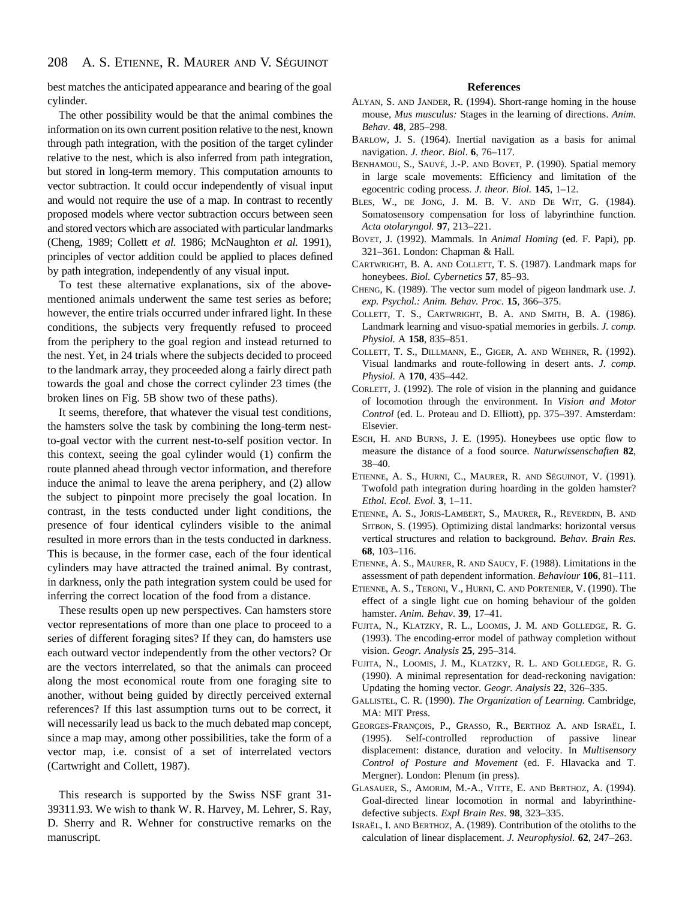best matches the anticipated appearance and bearing of the goal cylinder.

The other possibility would be that the animal combines the information on its own current position relative to the nest, known through path integration, with the position of the target cylinder relative to the nest, which is also inferred from path integration, but stored in long-term memory. This computation amounts to vector subtraction. It could occur independently of visual input and would not require the use of a map. In contrast to recently proposed models where vector subtraction occurs between seen and stored vectors which are associated with particular landmarks (Cheng, 1989; Collett *et al.* 1986; McNaughton *et al.* 1991), principles of vector addition could be applied to places defined by path integration, independently of any visual input.

To test these alternative explanations, six of the above-mentioned animals underwent the same test series as before; however, the entire trials occurred under infrared light. In these conditions, the subjects very frequently refused to proceed from the periphery to the goal region and instead returned to the nest. Yet, in 24 trials where the subjects decided to proceed to the landmark array, they proceeded along a fairly direct path towards the goal and chose the correct cylinder 23 times (the broken lines on Fig. 5B show two of these paths).

It seems, therefore, that whatever the visual test conditions, the hamsters solve the task by combining the long-term nest-to-goal vector with the current nest-to-self position vector. In this context, seeing the goal cylinder would (1) confirm the route planned ahead through vector information, and therefore induce the animal to leave the arena periphery, and (2) allow the subject to pinpoint more precisely the goal location. In contrast, in the tests conducted under light conditions, the presence of four identical cylinders visible to the animal resulted in more errors than in the tests conducted in darkness. This is because, in the former case, each of the four identical cylinders may have attracted the trained animal. By contrast, in darkness, only the path integration system could be used for inferring the correct location of the food from a distance.

These results open up new perspectives. Can hamsters store vector representations of more than one place to proceed to a series of different foraging sites? If they can, do hamsters use each outward vector independently from the other vectors? Or are the vectors interrelated, so that the animals can proceed along the most economical route from one foraging site to another, without being guided by directly perceived external references? If this last assumption turns out to be correct, it will necessarily lead us back to the much debated map concept, since a map may, among other possibilities, take the form of a vector map, i.e. consist of a set of interrelated vectors (Cartwright and Collett, 1987).

This research is supported by the Swiss NSF grant 31-39311.93. We wish to thank W. R. Harvey, M. Lehrer, S. Ray, D. Sherry and R. Wehner for constructive remarks on the manuscript.

## References

Alyan, S. and Jander, R. (1994). Short-range homing in the house mouse, *Mus musculus:* Stages in the learning of directions. *Anim. Behav*. **48**, 285–298.

Barlow, J. S. (1964). Inertial navigation as a basis for animal navigation. *J. theor. Biol*. **6**, 76–117.

Benhamou, S., Sauvé, J.-P. and Bovet, P. (1990). Spatial memory in large scale movements: Efficiency and limitation of the egocentric coding process. *J. theor. Biol.* **145**, 1–12.

Bles, W., de Jong, J. M. B. V. and De Wit, G. (1984). Somatosensory compensation for loss of labyrinthine function. *Acta otolaryngol.* **97**, 213–221.

Bovet, J. (1992). Mammals. In *Animal Homing* (ed. F. Papi), pp. 321–361. London: Chapman & Hall.

Cartwright, B. A. and Collett, T. S. (1987). Landmark maps for honeybees. *Biol. Cybernetics* **57**, 85–93.

Cheng, K. (1989). The vector sum model of pigeon landmark use. *J. exp. Psychol.: Anim. Behav. Proc.* **15**, 366–375.

Collett, T. S., Cartwright, B. A. and Smith, B. A. (1986). Landmark learning and visuo-spatial memories in gerbils. *J. comp. Physiol.* A **158**, 835–851.

Collett, T. S., Dillmann, E., Giger, A. and Wehner, R. (1992). Visual landmarks and route-following in desert ants. *J. comp. Physiol.* A **170**, 435–442.

Corlett, J. (1992). The role of vision in the planning and guidance of locomotion through the environment. In *Vision and Motor Control* (ed. L. Proteau and D. Elliott), pp. 375–397. Amsterdam: Elsevier.

Esch, H. and Burns, J. E. (1995). Honeybees use optic flow to measure the distance of a food source. *Naturwissenschaften* **82**, 38–40.

Etienne, A. S., Hurni, C., Maurer, R. and Séguinot, V. (1991). Twofold path integration during hoarding in the golden hamster? *Ethol. Ecol. Evol.* **3**, 1–11.

Etienne, A. S., Joris-Lambert, S., Maurer, R., Reverdin, B. and Sitbon, S. (1995). Optimizing distal landmarks: horizontal versus vertical structures and relation to background. *Behav. Brain Res.* **68**, 103–116.

Etienne, A. S., Maurer, R. and Saucy, F. (1988). Limitations in the assessment of path dependent information. *Behaviour* **106**, 81–111.

Etienne, A. S., Teroni, V., Hurni, C. and Portenier, V. (1990). The effect of a single light cue on homing behaviour of the golden hamster. *Anim. Behav.* **39**, 17–41.

Fujita, N., Klatzky, R. L., Loomis, J. M. and Golledge, R. G. (1993). The encoding-error model of pathway completion without vision. *Geogr. Analysis* **25**, 295–314.

Fujita, N., Loomis, J. M., Klatzky, R. L. and Golledge, R. G. (1990). A minimal representation for dead-reckoning navigation: Updating the homing vector. *Geogr. Analysis* **22**, 326–335.

Gallistel, C. R. (1990). *The Organization of Learning.* Cambridge, MA: MIT Press.

Georges-François, P., Grasso, R., Berthoz A. and Israël, I. (1995). Self-controlled reproduction of passive linear displacement: distance, duration and velocity. In *Multisensory Control of Posture and Movement* (ed. F. Hlavacka and T. Mergner). London: Plenum (in press).

Glasauer, S., Amorim, M.-A., Vitte, E. and Berthoz, A. (1994). Goal-directed linear locomotion in normal and labyrinthine-defective subjects. *Expl Brain Res.* **98**, 323–335.

Israël, I. and Berthoz, A. (1989). Contribution of the otoliths to the calculation of linear displacement. *J. Neurophysiol.* **62**, 247–263.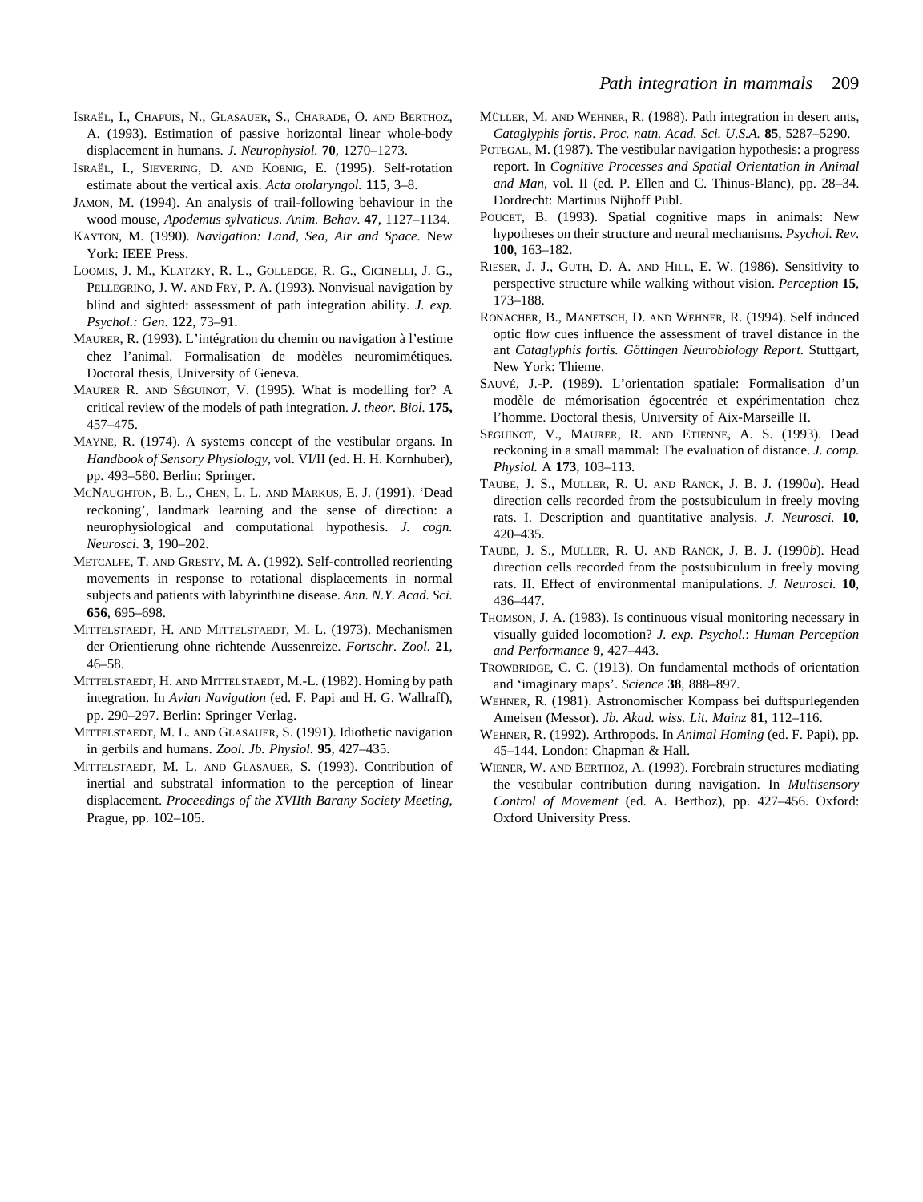Israël, I., Chapuis, N., Glasauer, S., Charade, O. and Berthoz, A. (1993). Estimation of passive horizontal linear whole-body displacement in humans. *J. Neurophysiol.* **70**, 1270–1273.

Israël, I., Sievering, D. and Koenig, E. (1995). Self-rotation estimate about the vertical axis. *Acta otolaryngol.* **115**, 3–8.

Jamon, M. (1994). An analysis of trail-following behaviour in the wood mouse, *Apodemus sylvaticus*. *Anim. Behav*. **47**, 1127–1134.

Kayton, M. (1990). *Navigation: Land, Sea, Air and Space*. New York: IEEE Press.

Loomis, J. M., Klatzky, R. L., Golledge, R. G., Cicinelli, J. G., Pellegrino, J. W. and Fry, P. A. (1993). Nonvisual navigation by blind and sighted: assessment of path integration ability. *J. exp. Psychol.: Gen*. **122**, 73–91.

Maurer, R. (1993). L'intégration du chemin ou navigation à l'estime chez l'animal. Formalisation de modèles neuromimétiques. Doctoral thesis, University of Geneva.

Maurer R. and Séguinot, V. (1995). What is modelling for? A critical review of the models of path integration. *J. theor. Biol.* **175,** 457–475.

Mayne, R. (1974). A systems concept of the vestibular organs. In *Handbook of Sensory Physiology*, vol. VI/II (ed. H. H. Kornhuber), pp. 493–580. Berlin: Springer.

McNaughton, B. L., Chen, L. L. and Markus, E. J. (1991). 'Dead reckoning', landmark learning and the sense of direction: a neurophysiological and computational hypothesis. *J. cogn. Neurosci.* **3**, 190–202.

Metcalfe, T. and Gresty, M. A. (1992). Self-controlled reorienting movements in response to rotational displacements in normal subjects and patients with labyrinthine disease. *Ann. N.Y. Acad. Sci.* **656**, 695–698.

Mittelstaedt, H. and Mittelstaedt, M. L. (1973). Mechanismen der Orientierung ohne richtende Aussenreize. *Fortschr. Zool.* **21**, 46–58.

Mittelstaedt, H. and Mittelstaedt, M.-L. (1982). Homing by path integration. In *Avian Navigation* (ed. F. Papi and H. G. Wallraff), pp. 290–297. Berlin: Springer Verlag.

Mittelstaedt, M. L. and Glasauer, S. (1991). Idiothetic navigation in gerbils and humans. *Zool. Jb. Physiol.* **95**, 427–435.

Mittelstaedt, M. L. and Glasauer, S. (1993). Contribution of inertial and substratal information to the perception of linear displacement. *Proceedings of the XVIIth Barany Society Meeting*, Prague, pp. 102–105.

Müller, M. and Wehner, R. (1988). Path integration in desert ants, *Cataglyphis fortis*. *Proc. natn. Acad. Sci. U.S.A.* **85**, 5287–5290.

Potegal, M. (1987). The vestibular navigation hypothesis: a progress report. In *Cognitive Processes and Spatial Orientation in Animal and Man*, vol. II (ed. P. Ellen and C. Thinus-Blanc), pp. 28–34. Dordrecht: Martinus Nijhoff Publ.

Poucet, B. (1993). Spatial cognitive maps in animals: New hypotheses on their structure and neural mechanisms. *Psychol. Rev*. **100**, 163–182.

Rieser, J. J., Guth, D. A. and Hill, E. W. (1986). Sensitivity to perspective structure while walking without vision. *Perception* **15**, 173–188.

Ronacher, B., Manetsch, D. and Wehner, R. (1994). Self induced optic flow cues influence the assessment of travel distance in the ant *Cataglyphis fortis. Göttingen Neurobiology Report.* Stuttgart, New York: Thieme.

Sauvé, J.-P. (1989). L'orientation spatiale: Formalisation d'un modèle de mémorisation égocentrée et expérimentation chez l'homme. Doctoral thesis, University of Aix-Marseille II.

Séguinot, V., Maurer, R. and Etienne, A. S. (1993). Dead reckoning in a small mammal: The evaluation of distance. *J. comp. Physiol.* A **173**, 103–113.

Taube, J. S., Muller, R. U. and Ranck, J. B. J. (1990*a*). Head direction cells recorded from the postsubiculum in freely moving rats. I. Description and quantitative analysis. *J. Neurosci.* **10**, 420–435.

Taube, J. S., Muller, R. U. and Ranck, J. B. J. (1990*b*). Head direction cells recorded from the postsubiculum in freely moving rats. II. Effect of environmental manipulations. *J. Neurosci.* **10**, 436–447.

Thomson, J. A. (1983). Is continuous visual monitoring necessary in visually guided locomotion? *J. exp. Psychol.: Human Perception and Performance* **9**, 427–443.

Trowbridge, C. C. (1913). On fundamental methods of orientation and 'imaginary maps'. *Science* **38**, 888–897.

Wehner, R. (1981). Astronomischer Kompass bei duftspurlegenden Ameisen (Messor). *Jb. Akad. wiss. Lit. Mainz* **81**, 112–116.

Wehner, R. (1992). Arthropods. In *Animal Homing* (ed. F. Papi), pp. 45–144. London: Chapman & Hall.

Wiener, W. and Berthoz, A. (1993). Forebrain structures mediating the vestibular contribution during navigation. In *Multisensory Control of Movement* (ed. A. Berthoz), pp. 427–456. Oxford: Oxford University Press.